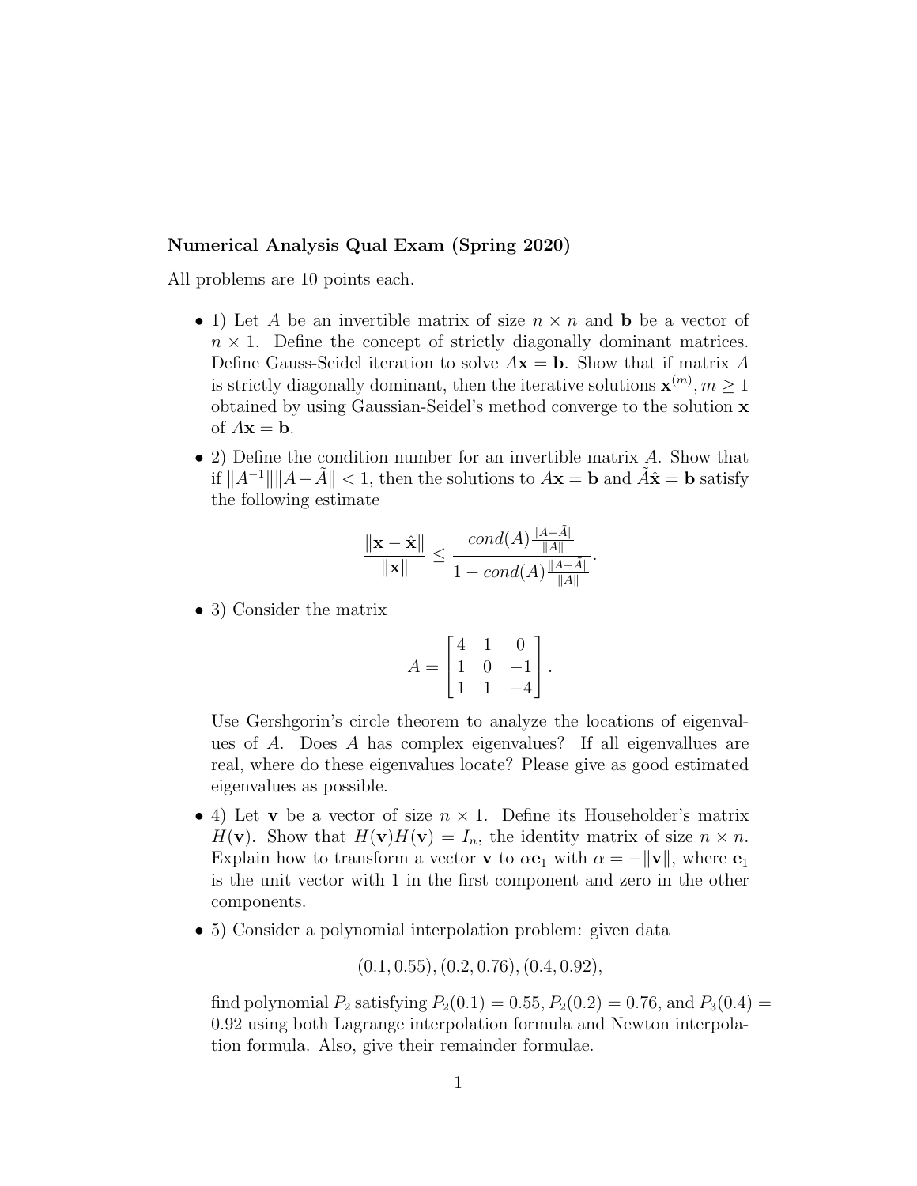**Numerical Analysis Qual Exam (Spring 2020)**

All problems are 10 points each.

- 1) Let $A$ be an invertible matrix of size $n \times n$ and $\mathbf{b}$ be a vector of $n \times 1$. Define the concept of strictly diagonally dominant matrices. Define Gauss-Seidel iteration to solve $A\mathbf{x} = \mathbf{b}$. Show that if matrix $A$ is strictly diagonally dominant, then the iterative solutions $\mathbf{x}^{(m)}, m \geq 1$ obtained by using Gaussian-Seidel's method converge to the solution $\mathbf{x}$ of $A\mathbf{x} = \mathbf{b}$.

- 2) Define the condition number for an invertible matrix $A$. Show that if $\|A^{-1}\|\|A - \tilde{A}\| < 1$, then the solutions to $A\mathbf{x} = \mathbf{b}$ and $\tilde{A}\hat{\mathbf{x}} = \mathbf{b}$ satisfy the following estimate

$$\frac{\|\mathbf{x} - \hat{\mathbf{x}}\|}{\|\mathbf{x}\|} \leq \frac{cond(A)\frac{\|A-\tilde{A}\|}{\|A\|}}{1 - cond(A)\frac{\|A-\tilde{A}\|}{\|A\|}}.$$

- 3) Consider the matrix

$$A = \begin{bmatrix} 4 & 1 & 0 \\ 1 & 0 & -1 \\ 1 & 1 & -4 \end{bmatrix}.$$

  Use Gershgorin's circle theorem to analyze the locations of eigenvalues of $A$. Does $A$ has complex eigenvalues? If all eigenvallues are real, where do these eigenvalues locate? Please give as good estimated eigenvalues as possible.

- 4) Let $\mathbf{v}$ be a vector of size $n \times 1$. Define its Householder's matrix $H(\mathbf{v})$. Show that $H(\mathbf{v})H(\mathbf{v}) = I_n$, the identity matrix of size $n \times n$. Explain how to transform a vector $\mathbf{v}$ to $\alpha\mathbf{e}_1$ with $\alpha = -\|\mathbf{v}\|$, where $\mathbf{e}_1$ is the unit vector with 1 in the first component and zero in the other components.

- 5) Consider a polynomial interpolation problem: given data

$$(0.1, 0.55), (0.2, 0.76), (0.4, 0.92),$$

  find polynomial $P_2$ satisfying $P_2(0.1) = 0.55, P_2(0.2) = 0.76$, and $P_3(0.4) = 0.92$ using both Lagrange interpolation formula and Newton interpolation formula. Also, give their remainder formulae.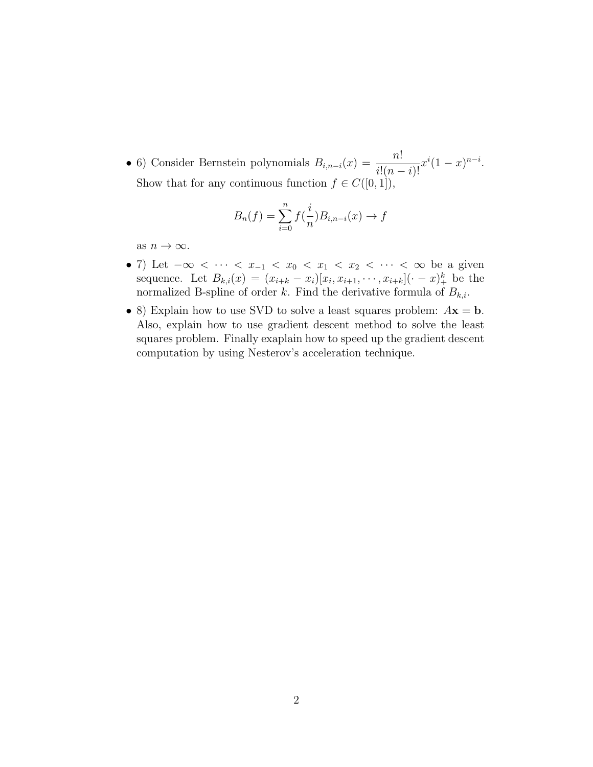- 6) Consider Bernstein polynomials $B_{i,n-i}(x) = \dfrac{n!}{i!(n-i)!}x^i(1-x)^{n-i}$. Show that for any continuous function $f \in C([0,1])$,

$$B_n(f) = \sum_{i=0}^{n} f(\frac{i}{n})B_{i,n-i}(x) \to f$$

  as $n \to \infty$.

- 7) Let $-\infty < \cdots < x_{-1} < x_0 < x_1 < x_2 < \cdots < \infty$ be a given sequence. Let $B_{k,i}(x) = (x_{i+k} - x_i)[x_i, x_{i+1}, \cdots, x_{i+k}](\cdot - x)_+^k$ be the normalized B-spline of order $k$. Find the derivative formula of $B_{k,i}$.

- 8) Explain how to use SVD to solve a least squares problem: $A\mathbf{x} = \mathbf{b}$. Also, explain how to use gradient descent method to solve the least squares problem. Finally exaplain how to speed up the gradient descent computation by using Nesterov's acceleration technique.